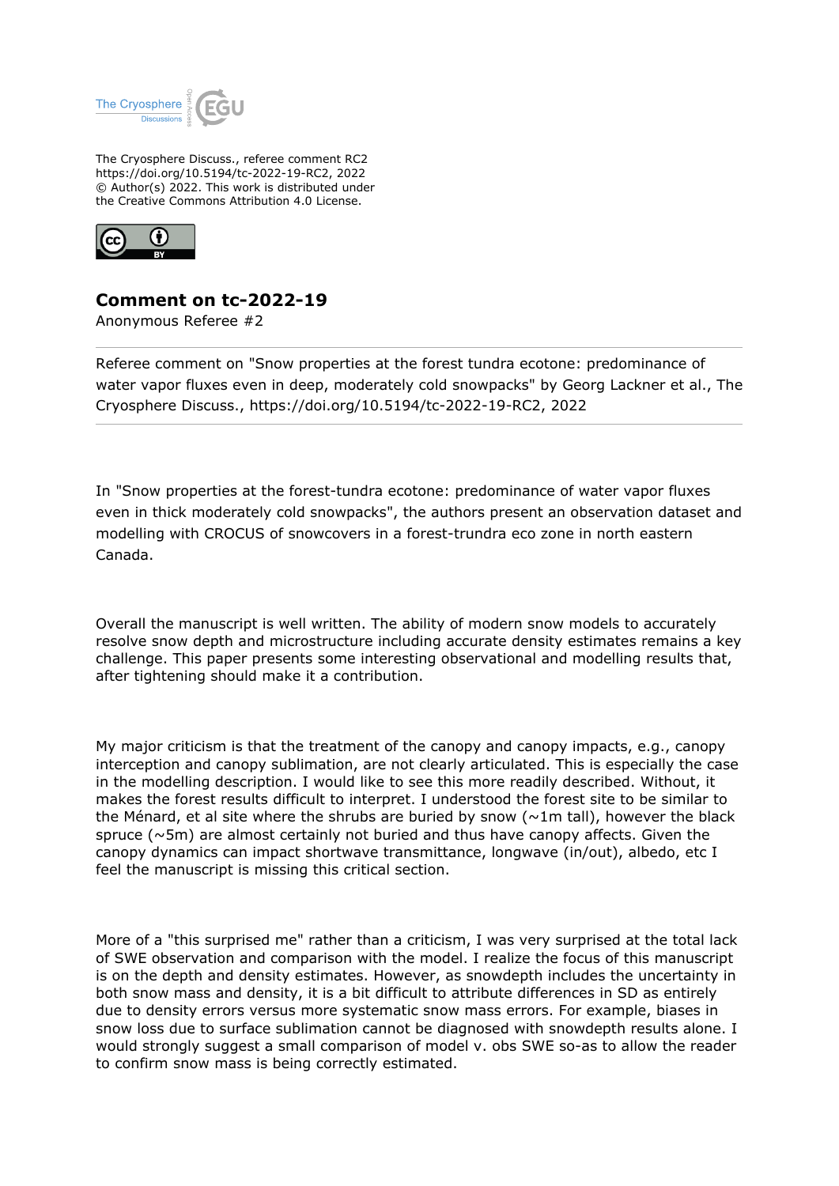The Cryosphere Discuss., referee comment RC2
https://doi.org/10.5194/tc-2022-19-RC2, 2022
© Author(s) 2022. This work is distributed under
the Creative Commons Attribution 4.0 License.

## Comment on tc-2022-19

Anonymous Referee #2

---

Referee comment on "Snow properties at the forest tundra ecotone: predominance of water vapor fluxes even in deep, moderately cold snowpacks" by Georg Lackner et al., The Cryosphere Discuss., https://doi.org/10.5194/tc-2022-19-RC2, 2022

---

In "Snow properties at the forest-tundra ecotone: predominance of water vapor fluxes even in thick moderately cold snowpacks", the authors present an observation dataset and modelling with CROCUS of snowcovers in a forest-trundra eco zone in north eastern Canada.

Overall the manuscript is well written. The ability of modern snow models to accurately resolve snow depth and microstructure including accurate density estimates remains a key challenge. This paper presents some interesting observational and modelling results that, after tightening should make it a contribution.

My major criticism is that the treatment of the canopy and canopy impacts, e.g., canopy interception and canopy sublimation, are not clearly articulated. This is especially the case in the modelling description. I would like to see this more readily described. Without, it makes the forest results difficult to interpret. I understood the forest site to be similar to the Ménard, et al site where the shrubs are buried by snow (~1m tall), however the black spruce (~5m) are almost certainly not buried and thus have canopy affects. Given the canopy dynamics can impact shortwave transmittance, longwave (in/out), albedo, etc I feel the manuscript is missing this critical section.

More of a "this surprised me" rather than a criticism, I was very surprised at the total lack of SWE observation and comparison with the model. I realize the focus of this manuscript is on the depth and density estimates. However, as snowdepth includes the uncertainty in both snow mass and density, it is a bit difficult to attribute differences in SD as entirely due to density errors versus more systematic snow mass errors. For example, biases in snow loss due to surface sublimation cannot be diagnosed with snowdepth results alone. I would strongly suggest a small comparison of model v. obs SWE so-as to allow the reader to confirm snow mass is being correctly estimated.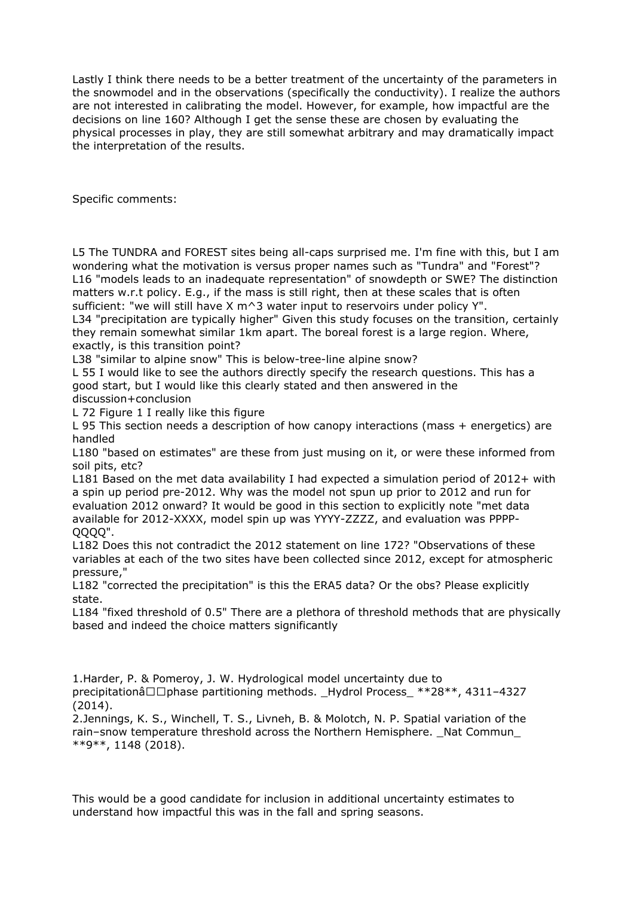Lastly I think there needs to be a better treatment of the uncertainty of the parameters in the snowmodel and in the observations (specifically the conductivity). I realize the authors are not interested in calibrating the model. However, for example, how impactful are the decisions on line 160? Although I get the sense these are chosen by evaluating the physical processes in play, they are still somewhat arbitrary and may dramatically impact the interpretation of the results.

Specific comments:

L5 The TUNDRA and FOREST sites being all-caps surprised me. I'm fine with this, but I am wondering what the motivation is versus proper names such as "Tundra" and "Forest"?
L16 "models leads to an inadequate representation" of snowdepth or SWE? The distinction matters w.r.t policy. E.g., if the mass is still right, then at these scales that is often sufficient: "we will still have X m^3 water input to reservoirs under policy Y".
L34 "precipitation are typically higher" Given this study focuses on the transition, certainly they remain somewhat similar 1km apart. The boreal forest is a large region. Where, exactly, is this transition point?
L38 "similar to alpine snow" This is below-tree-line alpine snow?
L 55 I would like to see the authors directly specify the research questions. This has a good start, but I would like this clearly stated and then answered in the discussion+conclusion
L 72 Figure 1 I really like this figure
L 95 This section needs a description of how canopy interactions (mass + energetics) are handled
L180 "based on estimates" are these from just musing on it, or were these informed from soil pits, etc?
L181 Based on the met data availability I had expected a simulation period of 2012+ with a spin up period pre-2012. Why was the model not spun up prior to 2012 and run for evaluation 2012 onward? It would be good in this section to explicitly note "met data available for 2012-XXXX, model spin up was YYYY-ZZZZ, and evaluation was PPPP-QQQQ".
L182 Does this not contradict the 2012 statement on line 172? "Observations of these variables at each of the two sites have been collected since 2012, except for atmospheric pressure,"
L182 "corrected the precipitation" is this the ERA5 data? Or the obs? Please explicitly state.
L184 "fixed threshold of 0.5" There are a plethora of threshold methods that are physically based and indeed the choice matters significantly

1.Harder, P. & Pomeroy, J. W. Hydrological model uncertainty due to precipitationâ□□phase partitioning methods. _Hydrol Process_ **28**, 4311–4327 (2014).
2.Jennings, K. S., Winchell, T. S., Livneh, B. & Molotch, N. P. Spatial variation of the rain–snow temperature threshold across the Northern Hemisphere. _Nat Commun_ **9**, 1148 (2018).

This would be a good candidate for inclusion in additional uncertainty estimates to understand how impactful this was in the fall and spring seasons.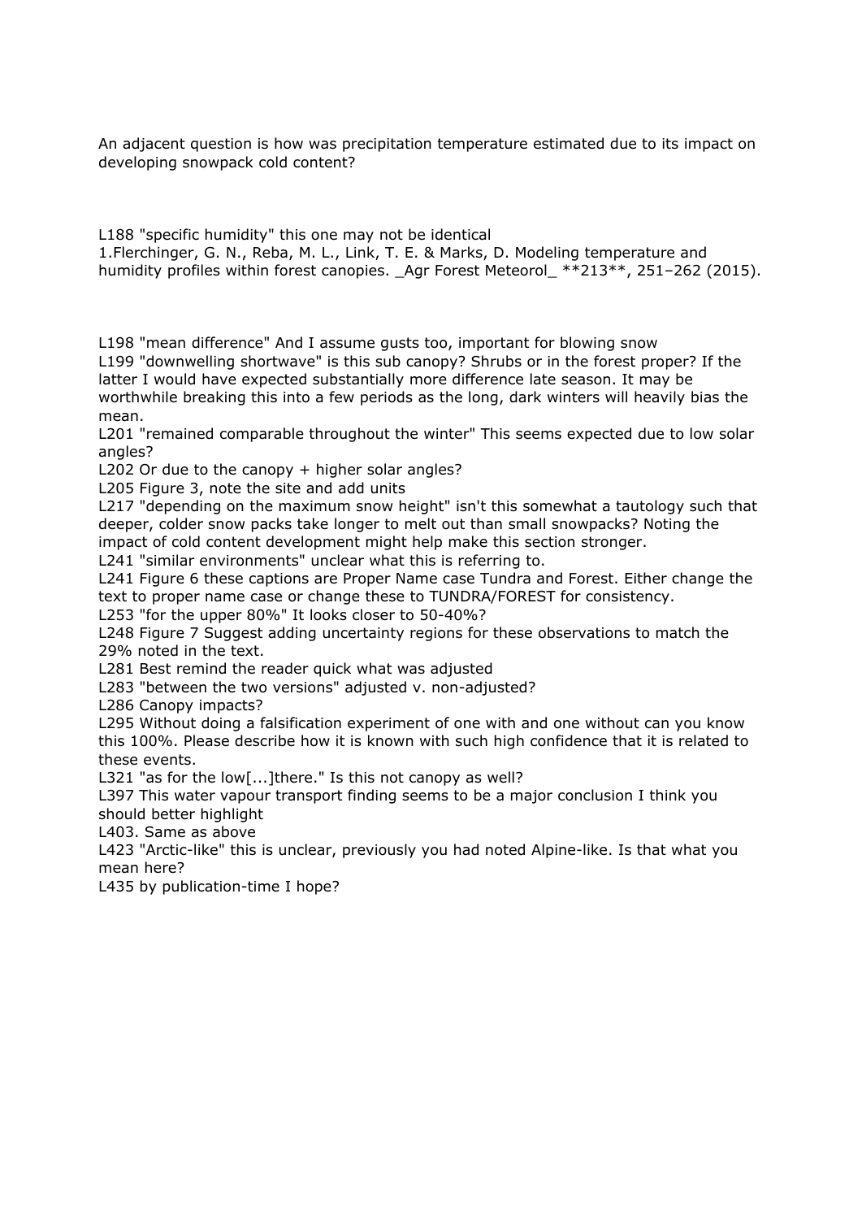An adjacent question is how was precipitation temperature estimated due to its impact on developing snowpack cold content?

L188 "specific humidity" this one may not be identical
1.Flerchinger, G. N., Reba, M. L., Link, T. E. & Marks, D. Modeling temperature and humidity profiles within forest canopies. _Agr Forest Meteorol_ **213**, 251–262 (2015).

L198 "mean difference" And I assume gusts too, important for blowing snow
L199 "downwelling shortwave" is this sub canopy? Shrubs or in the forest proper? If the latter I would have expected substantially more difference late season. It may be worthwhile breaking this into a few periods as the long, dark winters will heavily bias the mean.
L201 "remained comparable throughout the winter" This seems expected due to low solar angles?
L202 Or due to the canopy + higher solar angles?
L205 Figure 3, note the site and add units
L217 "depending on the maximum snow height" isn't this somewhat a tautology such that deeper, colder snow packs take longer to melt out than small snowpacks? Noting the impact of cold content development might help make this section stronger.
L241 "similar environments" unclear what this is referring to.
L241 Figure 6 these captions are Proper Name case Tundra and Forest. Either change the text to proper name case or change these to TUNDRA/FOREST for consistency.
L253 "for the upper 80%" It looks closer to 50-40%?
L248 Figure 7 Suggest adding uncertainty regions for these observations to match the 29% noted in the text.
L281 Best remind the reader quick what was adjusted
L283 "between the two versions" adjusted v. non-adjusted?
L286 Canopy impacts?
L295 Without doing a falsification experiment of one with and one without can you know this 100%. Please describe how it is known with such high confidence that it is related to these events.
L321 "as for the low[...]there." Is this not canopy as well?
L397 This water vapour transport finding seems to be a major conclusion I think you should better highlight
L403. Same as above
L423 "Arctic-like" this is unclear, previously you had noted Alpine-like. Is that what you mean here?
L435 by publication-time I hope?